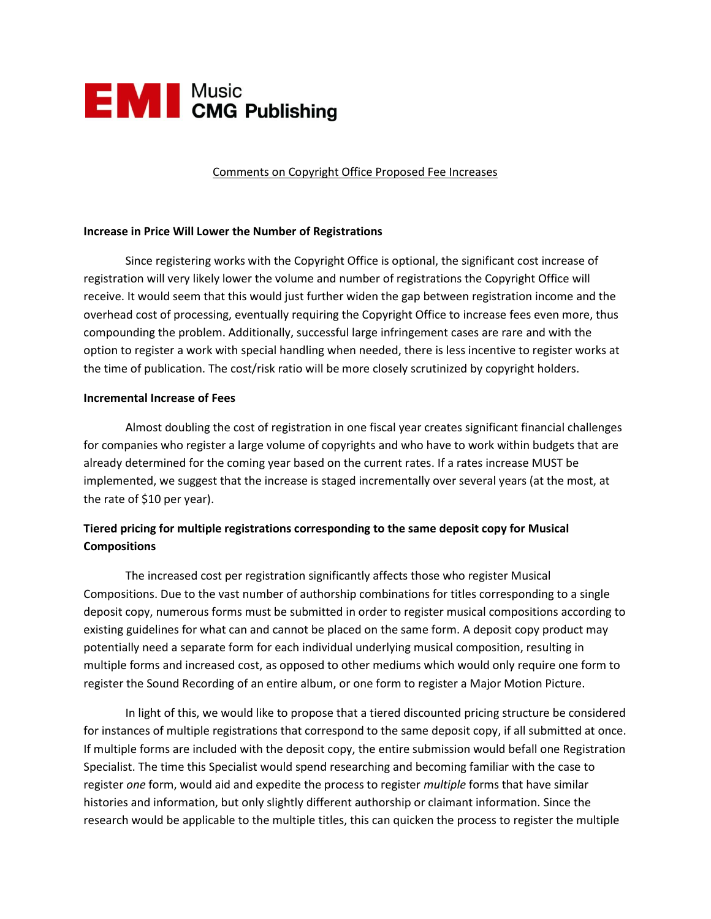EMI Music CMG Publishing

Comments on Copyright Office Proposed Fee Increases

**Increase in Price Will Lower the Number of Registrations**

Since registering works with the Copyright Office is optional, the significant cost increase of registration will very likely lower the volume and number of registrations the Copyright Office will receive. It would seem that this would just further widen the gap between registration income and the overhead cost of processing, eventually requiring the Copyright Office to increase fees even more, thus compounding the problem. Additionally, successful large infringement cases are rare and with the option to register a work with special handling when needed, there is less incentive to register works at the time of publication. The cost/risk ratio will be more closely scrutinized by copyright holders.

**Incremental Increase of Fees**

Almost doubling the cost of registration in one fiscal year creates significant financial challenges for companies who register a large volume of copyrights and who have to work within budgets that are already determined for the coming year based on the current rates. If a rates increase MUST be implemented, we suggest that the increase is staged incrementally over several years (at the most, at the rate of $10 per year).

**Tiered pricing for multiple registrations corresponding to the same deposit copy for Musical Compositions**

The increased cost per registration significantly affects those who register Musical Compositions. Due to the vast number of authorship combinations for titles corresponding to a single deposit copy, numerous forms must be submitted in order to register musical compositions according to existing guidelines for what can and cannot be placed on the same form. A deposit copy product may potentially need a separate form for each individual underlying musical composition, resulting in multiple forms and increased cost, as opposed to other mediums which would only require one form to register the Sound Recording of an entire album, or one form to register a Major Motion Picture.

In light of this, we would like to propose that a tiered discounted pricing structure be considered for instances of multiple registrations that correspond to the same deposit copy, if all submitted at once. If multiple forms are included with the deposit copy, the entire submission would befall one Registration Specialist. The time this Specialist would spend researching and becoming familiar with the case to register *one* form, would aid and expedite the process to register *multiple* forms that have similar histories and information, but only slightly different authorship or claimant information. Since the research would be applicable to the multiple titles, this can quicken the process to register the multiple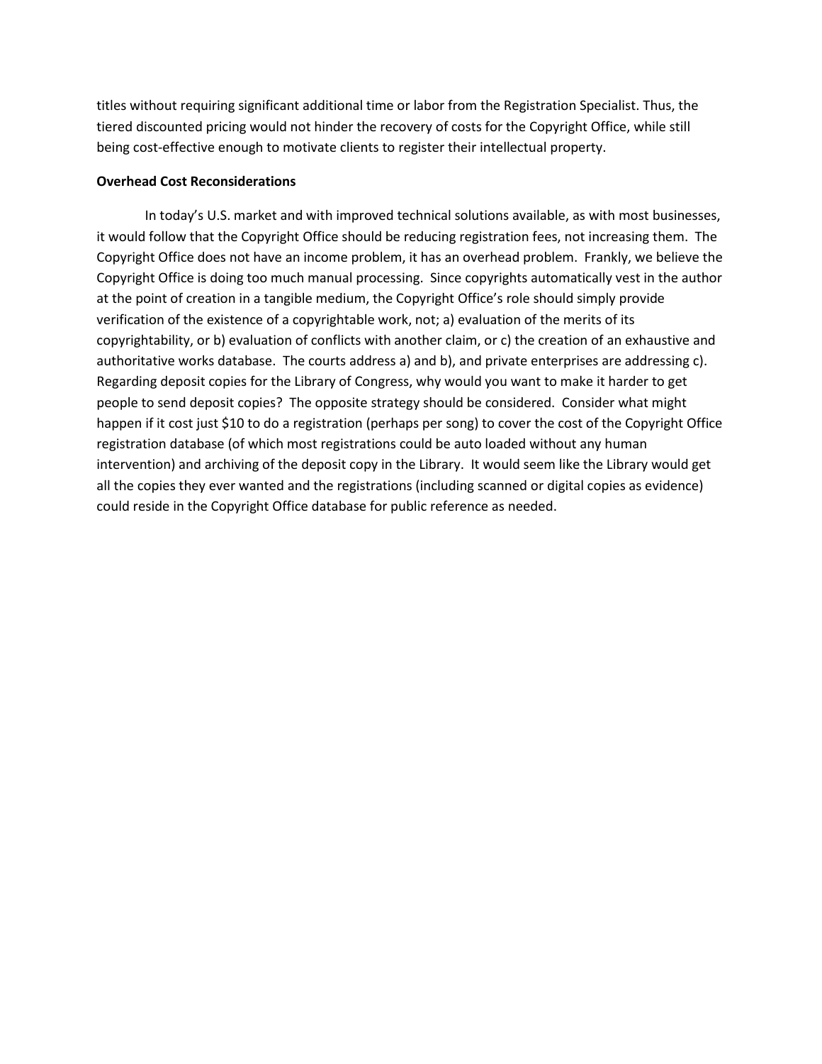titles without requiring significant additional time or labor from the Registration Specialist. Thus, the tiered discounted pricing would not hinder the recovery of costs for the Copyright Office, while still being cost-effective enough to motivate clients to register their intellectual property.

**Overhead Cost Reconsiderations**

In today's U.S. market and with improved technical solutions available, as with most businesses, it would follow that the Copyright Office should be reducing registration fees, not increasing them. The Copyright Office does not have an income problem, it has an overhead problem. Frankly, we believe the Copyright Office is doing too much manual processing. Since copyrights automatically vest in the author at the point of creation in a tangible medium, the Copyright Office's role should simply provide verification of the existence of a copyrightable work, not; a) evaluation of the merits of its copyrightability, or b) evaluation of conflicts with another claim, or c) the creation of an exhaustive and authoritative works database. The courts address a) and b), and private enterprises are addressing c). Regarding deposit copies for the Library of Congress, why would you want to make it harder to get people to send deposit copies? The opposite strategy should be considered. Consider what might happen if it cost just $10 to do a registration (perhaps per song) to cover the cost of the Copyright Office registration database (of which most registrations could be auto loaded without any human intervention) and archiving of the deposit copy in the Library. It would seem like the Library would get all the copies they ever wanted and the registrations (including scanned or digital copies as evidence) could reside in the Copyright Office database for public reference as needed.